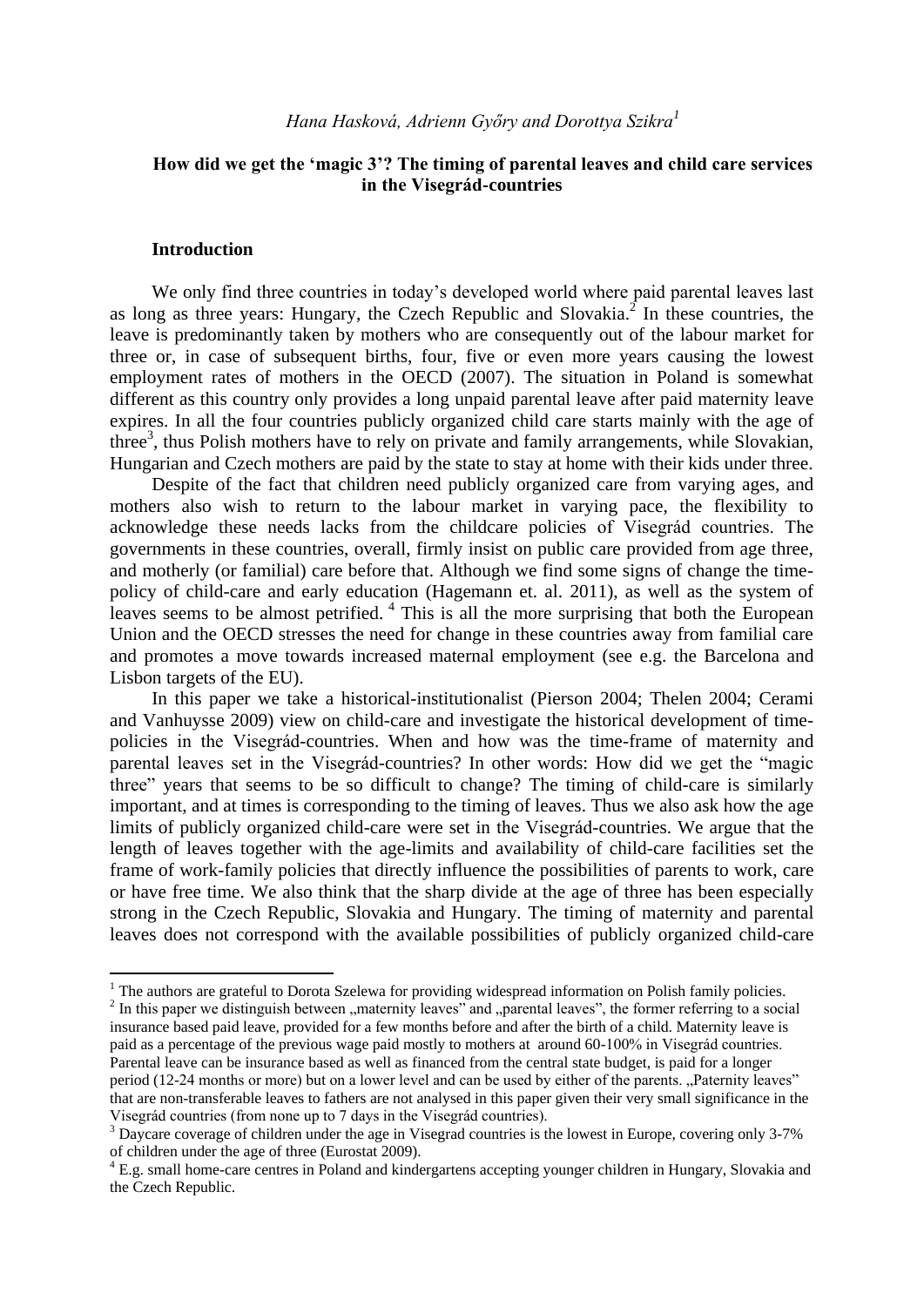*Hana Hasková, Adrienn Győry and Dorottya Szikra*[1]

**How did we get the 'magic 3'? The timing of parental leaves and child care services in the Visegrád-countries**

## Introduction

We only find three countries in today's developed world where paid parental leaves last as long as three years: Hungary, the Czech Republic and Slovakia.[2] In these countries, the leave is predominantly taken by mothers who are consequently out of the labour market for three or, in case of subsequent births, four, five or even more years causing the lowest employment rates of mothers in the OECD (2007). The situation in Poland is somewhat different as this country only provides a long unpaid parental leave after paid maternity leave expires. In all the four countries publicly organized child care starts mainly with the age of three[3], thus Polish mothers have to rely on private and family arrangements, while Slovakian, Hungarian and Czech mothers are paid by the state to stay at home with their kids under three.

Despite of the fact that children need publicly organized care from varying ages, and mothers also wish to return to the labour market in varying pace, the flexibility to acknowledge these needs lacks from the childcare policies of Visegrád countries. The governments in these countries, overall, firmly insist on public care provided from age three, and motherly (or familial) care before that. Although we find some signs of change the time-policy of child-care and early education (Hagemann et. al. 2011), as well as the system of leaves seems to be almost petrified.[4] This is all the more surprising that both the European Union and the OECD stresses the need for change in these countries away from familial care and promotes a move towards increased maternal employment (see e.g. the Barcelona and Lisbon targets of the EU).

In this paper we take a historical-institutionalist (Pierson 2004; Thelen 2004; Cerami and Vanhuysse 2009) view on child-care and investigate the historical development of time-policies in the Visegrád-countries. When and how was the time-frame of maternity and parental leaves set in the Visegrád-countries? In other words: How did we get the "magic three" years that seems to be so difficult to change? The timing of child-care is similarly important, and at times is corresponding to the timing of leaves. Thus we also ask how the age limits of publicly organized child-care were set in the Visegrád-countries. We argue that the length of leaves together with the age-limits and availability of child-care facilities set the frame of work-family policies that directly influence the possibilities of parents to work, care or have free time. We also think that the sharp divide at the age of three has been especially strong in the Czech Republic, Slovakia and Hungary. The timing of maternity and parental leaves does not correspond with the available possibilities of publicly organized child-care

---

[1] The authors are grateful to Dorota Szelewa for providing widespread information on Polish family policies.

[2] In this paper we distinguish between „maternity leaves" and „parental leaves", the former referring to a social insurance based paid leave, provided for a few months before and after the birth of a child. Maternity leave is paid as a percentage of the previous wage paid mostly to mothers at around 60-100% in Visegrád countries. Parental leave can be insurance based as well as financed from the central state budget, is paid for a longer period (12-24 months or more) but on a lower level and can be used by either of the parents. „Paternity leaves" that are non-transferable leaves to fathers are not analysed in this paper given their very small significance in the Visegrád countries (from none up to 7 days in the Visegrád countries).

[3] Daycare coverage of children under the age in Visegrad countries is the lowest in Europe, covering only 3-7% of children under the age of three (Eurostat 2009).

[4] E.g. small home-care centres in Poland and kindergartens accepting younger children in Hungary, Slovakia and the Czech Republic.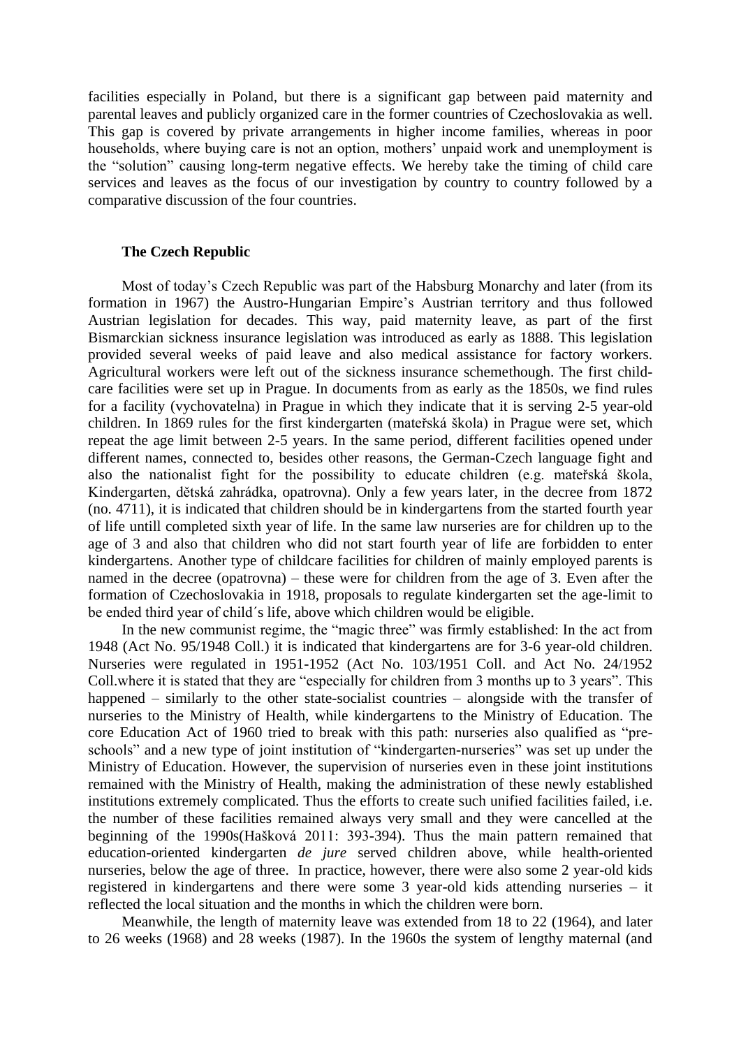facilities especially in Poland, but there is a significant gap between paid maternity and parental leaves and publicly organized care in the former countries of Czechoslovakia as well. This gap is covered by private arrangements in higher income families, whereas in poor households, where buying care is not an option, mothers' unpaid work and unemployment is the "solution" causing long-term negative effects. We hereby take the timing of child care services and leaves as the focus of our investigation by country to country followed by a comparative discussion of the four countries.

## The Czech Republic

Most of today's Czech Republic was part of the Habsburg Monarchy and later (from its formation in 1967) the Austro-Hungarian Empire's Austrian territory and thus followed Austrian legislation for decades. This way, paid maternity leave, as part of the first Bismarckian sickness insurance legislation was introduced as early as 1888. This legislation provided several weeks of paid leave and also medical assistance for factory workers. Agricultural workers were left out of the sickness insurance schemethough. The first child-care facilities were set up in Prague. In documents from as early as the 1850s, we find rules for a facility (vychovatelna) in Prague in which they indicate that it is serving 2-5 year-old children. In 1869 rules for the first kindergarten (mateřská škola) in Prague were set, which repeat the age limit between 2-5 years. In the same period, different facilities opened under different names, connected to, besides other reasons, the German-Czech language fight and also the nationalist fight for the possibility to educate children (e.g. mateřská škola, Kindergarten, dětská zahrádka, opatrovna). Only a few years later, in the decree from 1872 (no. 4711), it is indicated that children should be in kindergartens from the started fourth year of life untill completed sixth year of life. In the same law nurseries are for children up to the age of 3 and also that children who did not start fourth year of life are forbidden to enter kindergartens. Another type of childcare facilities for children of mainly employed parents is named in the decree (opatrovna) – these were for children from the age of 3. Even after the formation of Czechoslovakia in 1918, proposals to regulate kindergarten set the age-limit to be ended third year of child´s life, above which children would be eligible.

In the new communist regime, the "magic three" was firmly established: In the act from 1948 (Act No. 95/1948 Coll.) it is indicated that kindergartens are for 3-6 year-old children. Nurseries were regulated in 1951-1952 (Act No. 103/1951 Coll. and Act No. 24/1952 Coll.where it is stated that they are "especially for children from 3 months up to 3 years". This happened – similarly to the other state-socialist countries – alongside with the transfer of nurseries to the Ministry of Health, while kindergartens to the Ministry of Education. The core Education Act of 1960 tried to break with this path: nurseries also qualified as "pre-schools" and a new type of joint institution of "kindergarten-nurseries" was set up under the Ministry of Education. However, the supervision of nurseries even in these joint institutions remained with the Ministry of Health, making the administration of these newly established institutions extremely complicated. Thus the efforts to create such unified facilities failed, i.e. the number of these facilities remained always very small and they were cancelled at the beginning of the 1990s(Hašková 2011: 393-394). Thus the main pattern remained that education-oriented kindergarten *de jure* served children above, while health-oriented nurseries, below the age of three. In practice, however, there were also some 2 year-old kids registered in kindergartens and there were some 3 year-old kids attending nurseries – it reflected the local situation and the months in which the children were born.

Meanwhile, the length of maternity leave was extended from 18 to 22 (1964), and later to 26 weeks (1968) and 28 weeks (1987). In the 1960s the system of lengthy maternal (and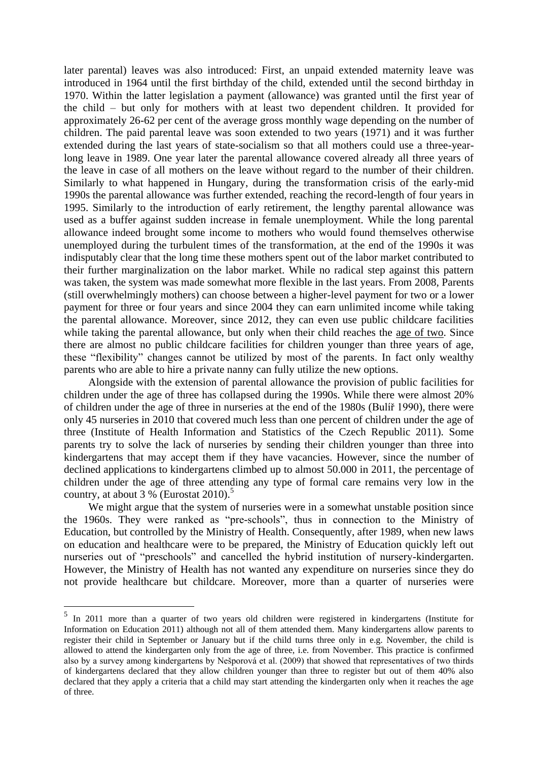later parental) leaves was also introduced: First, an unpaid extended maternity leave was introduced in 1964 until the first birthday of the child, extended until the second birthday in 1970. Within the latter legislation a payment (allowance) was granted until the first year of the child – but only for mothers with at least two dependent children. It provided for approximately 26-62 per cent of the average gross monthly wage depending on the number of children. The paid parental leave was soon extended to two years (1971) and it was further extended during the last years of state-socialism so that all mothers could use a three-year-long leave in 1989. One year later the parental allowance covered already all three years of the leave in case of all mothers on the leave without regard to the number of their children. Similarly to what happened in Hungary, during the transformation crisis of the early-mid 1990s the parental allowance was further extended, reaching the record-length of four years in 1995. Similarly to the introduction of early retirement, the lengthy parental allowance was used as a buffer against sudden increase in female unemployment. While the long parental allowance indeed brought some income to mothers who would found themselves otherwise unemployed during the turbulent times of the transformation, at the end of the 1990s it was indisputably clear that the long time these mothers spent out of the labor market contributed to their further marginalization on the labor market. While no radical step against this pattern was taken, the system was made somewhat more flexible in the last years. From 2008, Parents (still overwhelmingly mothers) can choose between a higher-level payment for two or a lower payment for three or four years and since 2004 they can earn unlimited income while taking the parental allowance. Moreover, since 2012, they can even use public childcare facilities while taking the parental allowance, but only when their child reaches the age of two. Since there are almost no public childcare facilities for children younger than three years of age, these "flexibility" changes cannot be utilized by most of the parents. In fact only wealthy parents who are able to hire a private nanny can fully utilize the new options.

Alongside with the extension of parental allowance the provision of public facilities for children under the age of three has collapsed during the 1990s. While there were almost 20% of children under the age of three in nurseries at the end of the 1980s (Bulíř 1990), there were only 45 nurseries in 2010 that covered much less than one percent of children under the age of three (Institute of Health Information and Statistics of the Czech Republic 2011). Some parents try to solve the lack of nurseries by sending their children younger than three into kindergartens that may accept them if they have vacancies. However, since the number of declined applications to kindergartens climbed up to almost 50.000 in 2011, the percentage of children under the age of three attending any type of formal care remains very low in the country, at about 3 % (Eurostat 2010).[5]

We might argue that the system of nurseries were in a somewhat unstable position since the 1960s. They were ranked as "pre-schools", thus in connection to the Ministry of Education, but controlled by the Ministry of Health. Consequently, after 1989, when new laws on education and healthcare were to be prepared, the Ministry of Education quickly left out nurseries out of "preschools" and cancelled the hybrid institution of nursery-kindergarten. However, the Ministry of Health has not wanted any expenditure on nurseries since they do not provide healthcare but childcare. Moreover, more than a quarter of nurseries were

[5] In 2011 more than a quarter of two years old children were registered in kindergartens (Institute for Information on Education 2011) although not all of them attended them. Many kindergartens allow parents to register their child in September or January but if the child turns three only in e.g. November, the child is allowed to attend the kindergarten only from the age of three, i.e. from November. This practice is confirmed also by a survey among kindergartens by Nešporová et al. (2009) that showed that representatives of two thirds of kindergartens declared that they allow children younger than three to register but out of them 40% also declared that they apply a criteria that a child may start attending the kindergarten only when it reaches the age of three.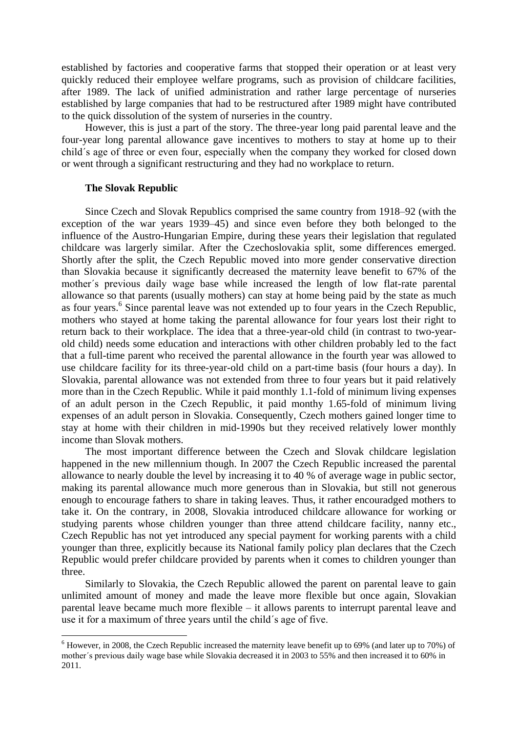established by factories and cooperative farms that stopped their operation or at least very quickly reduced their employee welfare programs, such as provision of childcare facilities, after 1989. The lack of unified administration and rather large percentage of nurseries established by large companies that had to be restructured after 1989 might have contributed to the quick dissolution of the system of nurseries in the country.

However, this is just a part of the story. The three-year long paid parental leave and the four-year long parental allowance gave incentives to mothers to stay at home up to their child´s age of three or even four, especially when the company they worked for closed down or went through a significant restructuring and they had no workplace to return.

**The Slovak Republic**

Since Czech and Slovak Republics comprised the same country from 1918–92 (with the exception of the war years 1939–45) and since even before they both belonged to the influence of the Austro-Hungarian Empire, during these years their legislation that regulated childcare was largely similar. After the Czechoslovakia split, some differences emerged. Shortly after the split, the Czech Republic moved into more gender conservative direction than Slovakia because it significantly decreased the maternity leave benefit to 67% of the mother´s previous daily wage base while increased the length of low flat-rate parental allowance so that parents (usually mothers) can stay at home being paid by the state as much as four years.[6] Since parental leave was not extended up to four years in the Czech Republic, mothers who stayed at home taking the parental allowance for four years lost their right to return back to their workplace. The idea that a three-year-old child (in contrast to two-year-old child) needs some education and interactions with other children probably led to the fact that a full-time parent who received the parental allowance in the fourth year was allowed to use childcare facility for its three-year-old child on a part-time basis (four hours a day). In Slovakia, parental allowance was not extended from three to four years but it paid relatively more than in the Czech Republic. While it paid monthly 1.1-fold of minimum living expenses of an adult person in the Czech Republic, it paid monthy 1.65-fold of minimum living expenses of an adult person in Slovakia. Consequently, Czech mothers gained longer time to stay at home with their children in mid-1990s but they received relatively lower monthly income than Slovak mothers.

The most important difference between the Czech and Slovak childcare legislation happened in the new millennium though. In 2007 the Czech Republic increased the parental allowance to nearly double the level by increasing it to 40 % of average wage in public sector, making its parental allowance much more generous than in Slovakia, but still not generous enough to encourage fathers to share in taking leaves. Thus, it rather encouradged mothers to take it. On the contrary, in 2008, Slovakia introduced childcare allowance for working or studying parents whose children younger than three attend childcare facility, nanny etc., Czech Republic has not yet introduced any special payment for working parents with a child younger than three, explicitly because its National family policy plan declares that the Czech Republic would prefer childcare provided by parents when it comes to children younger than three.

Similarly to Slovakia, the Czech Republic allowed the parent on parental leave to gain unlimited amount of money and made the leave more flexible but once again, Slovakian parental leave became much more flexible – it allows parents to interrupt parental leave and use it for a maximum of three years until the child´s age of five.

[6] However, in 2008, the Czech Republic increased the maternity leave benefit up to 69% (and later up to 70%) of mother´s previous daily wage base while Slovakia decreased it in 2003 to 55% and then increased it to 60% in 2011.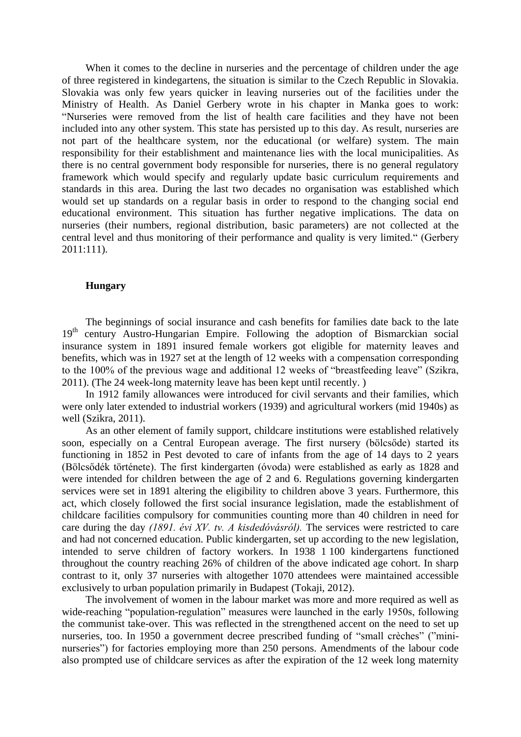When it comes to the decline in nurseries and the percentage of children under the age of three registered in kindegartens, the situation is similar to the Czech Republic in Slovakia. Slovakia was only few years quicker in leaving nurseries out of the facilities under the Ministry of Health. As Daniel Gerbery wrote in his chapter in Manka goes to work: "Nurseries were removed from the list of health care facilities and they have not been included into any other system. This state has persisted up to this day. As result, nurseries are not part of the healthcare system, nor the educational (or welfare) system. The main responsibility for their establishment and maintenance lies with the local municipalities. As there is no central government body responsible for nurseries, there is no general regulatory framework which would specify and regularly update basic curriculum requirements and standards in this area. During the last two decades no organisation was established which would set up standards on a regular basis in order to respond to the changing social end educational environment. This situation has further negative implications. The data on nurseries (their numbers, regional distribution, basic parameters) are not collected at the central level and thus monitoring of their performance and quality is very limited." (Gerbery 2011:111).

## Hungary

The beginnings of social insurance and cash benefits for families date back to the late 19th century Austro-Hungarian Empire. Following the adoption of Bismarckian social insurance system in 1891 insured female workers got eligible for maternity leaves and benefits, which was in 1927 set at the length of 12 weeks with a compensation corresponding to the 100% of the previous wage and additional 12 weeks of "breastfeeding leave" (Szikra, 2011). (The 24 week-long maternity leave has been kept until recently. )

In 1912 family allowances were introduced for civil servants and their families, which were only later extended to industrial workers (1939) and agricultural workers (mid 1940s) as well (Szikra, 2011).

As an other element of family support, childcare institutions were established relatively soon, especially on a Central European average. The first nursery (bölcsőde) started its functioning in 1852 in Pest devoted to care of infants from the age of 14 days to 2 years (Bölcsődék története). The first kindergarten (óvoda) were established as early as 1828 and were intended for children between the age of 2 and 6. Regulations governing kindergarten services were set in 1891 altering the eligibility to children above 3 years. Furthermore, this act, which closely followed the first social insurance legislation, made the establishment of childcare facilities compulsory for communities counting more than 40 children in need for care during the day *(1891. évi XV. tv. A kisdedóvásról).* The services were restricted to care and had not concerned education. Public kindergarten, set up according to the new legislation, intended to serve children of factory workers. In 1938 1 100 kindergartens functioned throughout the country reaching 26% of children of the above indicated age cohort. In sharp contrast to it, only 37 nurseries with altogether 1070 attendees were maintained accessible exclusively to urban population primarily in Budapest (Tokaji, 2012).

The involvement of women in the labour market was more and more required as well as wide-reaching "population-regulation" measures were launched in the early 1950s, following the communist take-over. This was reflected in the strengthened accent on the need to set up nurseries, too. In 1950 a government decree prescribed funding of "small crèches" ("mini-nurseries") for factories employing more than 250 persons. Amendments of the labour code also prompted use of childcare services as after the expiration of the 12 week long maternity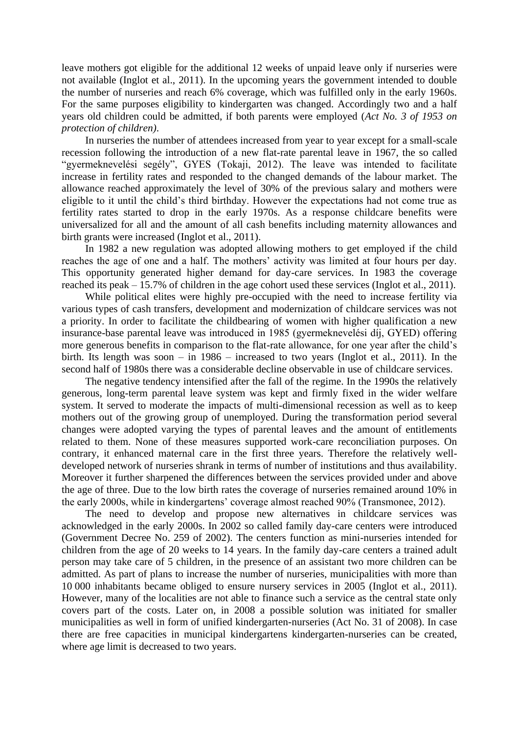leave mothers got eligible for the additional 12 weeks of unpaid leave only if nurseries were not available (Inglot et al., 2011). In the upcoming years the government intended to double the number of nurseries and reach 6% coverage, which was fulfilled only in the early 1960s. For the same purposes eligibility to kindergarten was changed. Accordingly two and a half years old children could be admitted, if both parents were employed (*Act No. 3 of 1953 on protection of children)*.

In nurseries the number of attendees increased from year to year except for a small-scale recession following the introduction of a new flat-rate parental leave in 1967, the so called "gyermeknevelési segély", GYES (Tokaji, 2012). The leave was intended to facilitate increase in fertility rates and responded to the changed demands of the labour market. The allowance reached approximately the level of 30% of the previous salary and mothers were eligible to it until the child's third birthday. However the expectations had not come true as fertility rates started to drop in the early 1970s. As a response childcare benefits were universalized for all and the amount of all cash benefits including maternity allowances and birth grants were increased (Inglot et al., 2011).

In 1982 a new regulation was adopted allowing mothers to get employed if the child reaches the age of one and a half. The mothers' activity was limited at four hours per day. This opportunity generated higher demand for day-care services. In 1983 the coverage reached its peak – 15.7% of children in the age cohort used these services (Inglot et al., 2011).

While political elites were highly pre-occupied with the need to increase fertility via various types of cash transfers, development and modernization of childcare services was not a priority. In order to facilitate the childbearing of women with higher qualification a new insurance-base parental leave was introduced in 1985 (gyermeknevelési díj, GYED) offering more generous benefits in comparison to the flat-rate allowance, for one year after the child's birth. Its length was soon – in 1986 – increased to two years (Inglot et al., 2011). In the second half of 1980s there was a considerable decline observable in use of childcare services.

The negative tendency intensified after the fall of the regime. In the 1990s the relatively generous, long-term parental leave system was kept and firmly fixed in the wider welfare system. It served to moderate the impacts of multi-dimensional recession as well as to keep mothers out of the growing group of unemployed. During the transformation period several changes were adopted varying the types of parental leaves and the amount of entitlements related to them. None of these measures supported work-care reconciliation purposes. On contrary, it enhanced maternal care in the first three years. Therefore the relatively well-developed network of nurseries shrank in terms of number of institutions and thus availability. Moreover it further sharpened the differences between the services provided under and above the age of three. Due to the low birth rates the coverage of nurseries remained around 10% in the early 2000s, while in kindergartens' coverage almost reached 90% (Transmonee, 2012).

The need to develop and propose new alternatives in childcare services was acknowledged in the early 2000s. In 2002 so called family day-care centers were introduced (Government Decree No. 259 of 2002). The centers function as mini-nurseries intended for children from the age of 20 weeks to 14 years. In the family day-care centers a trained adult person may take care of 5 children, in the presence of an assistant two more children can be admitted. As part of plans to increase the number of nurseries, municipalities with more than 10 000 inhabitants became obliged to ensure nursery services in 2005 (Inglot et al., 2011). However, many of the localities are not able to finance such a service as the central state only covers part of the costs. Later on, in 2008 a possible solution was initiated for smaller municipalities as well in form of unified kindergarten-nurseries (Act No. 31 of 2008). In case there are free capacities in municipal kindergartens kindergarten-nurseries can be created, where age limit is decreased to two years.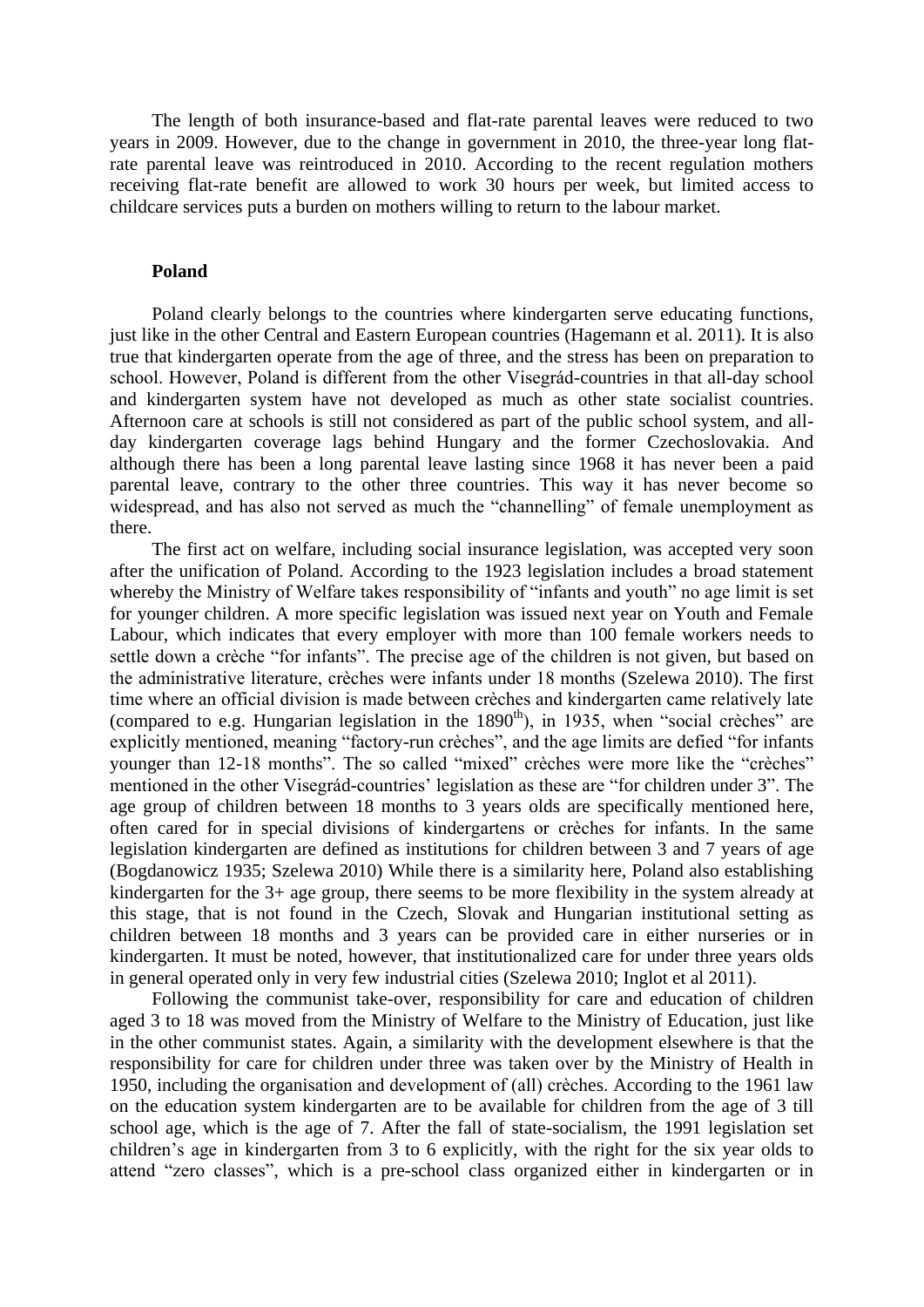The length of both insurance-based and flat-rate parental leaves were reduced to two years in 2009. However, due to the change in government in 2010, the three-year long flat-rate parental leave was reintroduced in 2010. According to the recent regulation mothers receiving flat-rate benefit are allowed to work 30 hours per week, but limited access to childcare services puts a burden on mothers willing to return to the labour market.

## Poland

Poland clearly belongs to the countries where kindergarten serve educating functions, just like in the other Central and Eastern European countries (Hagemann et al. 2011). It is also true that kindergarten operate from the age of three, and the stress has been on preparation to school. However, Poland is different from the other Visegrád-countries in that all-day school and kindergarten system have not developed as much as other state socialist countries. Afternoon care at schools is still not considered as part of the public school system, and all-day kindergarten coverage lags behind Hungary and the former Czechoslovakia. And although there has been a long parental leave lasting since 1968 it has never been a paid parental leave, contrary to the other three countries. This way it has never become so widespread, and has also not served as much the "channelling" of female unemployment as there.

The first act on welfare, including social insurance legislation, was accepted very soon after the unification of Poland. According to the 1923 legislation includes a broad statement whereby the Ministry of Welfare takes responsibility of "infants and youth" no age limit is set for younger children. A more specific legislation was issued next year on Youth and Female Labour, which indicates that every employer with more than 100 female workers needs to settle down a crèche "for infants". The precise age of the children is not given, but based on the administrative literature, crèches were infants under 18 months (Szelewa 2010). The first time where an official division is made between crèches and kindergarten came relatively late (compared to e.g. Hungarian legislation in the 1890th), in 1935, when "social crèches" are explicitly mentioned, meaning "factory-run crèches", and the age limits are defied "for infants younger than 12-18 months". The so called "mixed" crèches were more like the "crèches" mentioned in the other Visegrád-countries' legislation as these are "for children under 3". The age group of children between 18 months to 3 years olds are specifically mentioned here, often cared for in special divisions of kindergartens or crèches for infants. In the same legislation kindergarten are defined as institutions for children between 3 and 7 years of age (Bogdanowicz 1935; Szelewa 2010) While there is a similarity here, Poland also establishing kindergarten for the 3+ age group, there seems to be more flexibility in the system already at this stage, that is not found in the Czech, Slovak and Hungarian institutional setting as children between 18 months and 3 years can be provided care in either nurseries or in kindergarten. It must be noted, however, that institutionalized care for under three years olds in general operated only in very few industrial cities (Szelewa 2010; Inglot et al 2011).

Following the communist take-over, responsibility for care and education of children aged 3 to 18 was moved from the Ministry of Welfare to the Ministry of Education, just like in the other communist states. Again, a similarity with the development elsewhere is that the responsibility for care for children under three was taken over by the Ministry of Health in 1950, including the organisation and development of (all) crèches. According to the 1961 law on the education system kindergarten are to be available for children from the age of 3 till school age, which is the age of 7. After the fall of state-socialism, the 1991 legislation set children's age in kindergarten from 3 to 6 explicitly, with the right for the six year olds to attend "zero classes", which is a pre-school class organized either in kindergarten or in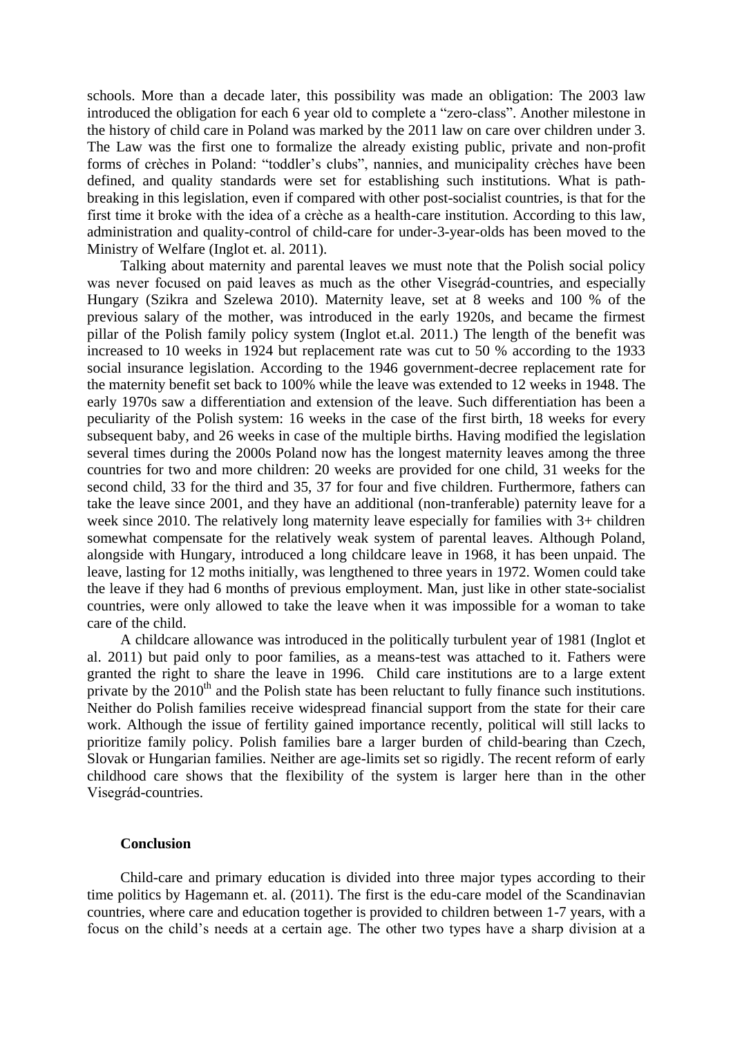schools. More than a decade later, this possibility was made an obligation: The 2003 law introduced the obligation for each 6 year old to complete a "zero-class". Another milestone in the history of child care in Poland was marked by the 2011 law on care over children under 3. The Law was the first one to formalize the already existing public, private and non-profit forms of crèches in Poland: "toddler's clubs", nannies, and municipality crèches have been defined, and quality standards were set for establishing such institutions. What is path-breaking in this legislation, even if compared with other post-socialist countries, is that for the first time it broke with the idea of a crèche as a health-care institution. According to this law, administration and quality-control of child-care for under-3-year-olds has been moved to the Ministry of Welfare (Inglot et. al. 2011).

Talking about maternity and parental leaves we must note that the Polish social policy was never focused on paid leaves as much as the other Visegrád-countries, and especially Hungary (Szikra and Szelewa 2010). Maternity leave, set at 8 weeks and 100 % of the previous salary of the mother, was introduced in the early 1920s, and became the firmest pillar of the Polish family policy system (Inglot et.al. 2011.) The length of the benefit was increased to 10 weeks in 1924 but replacement rate was cut to 50 % according to the 1933 social insurance legislation. According to the 1946 government-decree replacement rate for the maternity benefit set back to 100% while the leave was extended to 12 weeks in 1948. The early 1970s saw a differentiation and extension of the leave. Such differentiation has been a peculiarity of the Polish system: 16 weeks in the case of the first birth, 18 weeks for every subsequent baby, and 26 weeks in case of the multiple births. Having modified the legislation several times during the 2000s Poland now has the longest maternity leaves among the three countries for two and more children: 20 weeks are provided for one child, 31 weeks for the second child, 33 for the third and 35, 37 for four and five children. Furthermore, fathers can take the leave since 2001, and they have an additional (non-tranferable) paternity leave for a week since 2010. The relatively long maternity leave especially for families with 3+ children somewhat compensate for the relatively weak system of parental leaves. Although Poland, alongside with Hungary, introduced a long childcare leave in 1968, it has been unpaid. The leave, lasting for 12 moths initially, was lengthened to three years in 1972. Women could take the leave if they had 6 months of previous employment. Man, just like in other state-socialist countries, were only allowed to take the leave when it was impossible for a woman to take care of the child.

A childcare allowance was introduced in the politically turbulent year of 1981 (Inglot et al. 2011) but paid only to poor families, as a means-test was attached to it. Fathers were granted the right to share the leave in 1996. Child care institutions are to a large extent private by the 2010th and the Polish state has been reluctant to fully finance such institutions. Neither do Polish families receive widespread financial support from the state for their care work. Although the issue of fertility gained importance recently, political will still lacks to prioritize family policy. Polish families bare a larger burden of child-bearing than Czech, Slovak or Hungarian families. Neither are age-limits set so rigidly. The recent reform of early childhood care shows that the flexibility of the system is larger here than in the other Visegrád-countries.

## Conclusion

Child-care and primary education is divided into three major types according to their time politics by Hagemann et. al. (2011). The first is the edu-care model of the Scandinavian countries, where care and education together is provided to children between 1-7 years, with a focus on the child's needs at a certain age. The other two types have a sharp division at a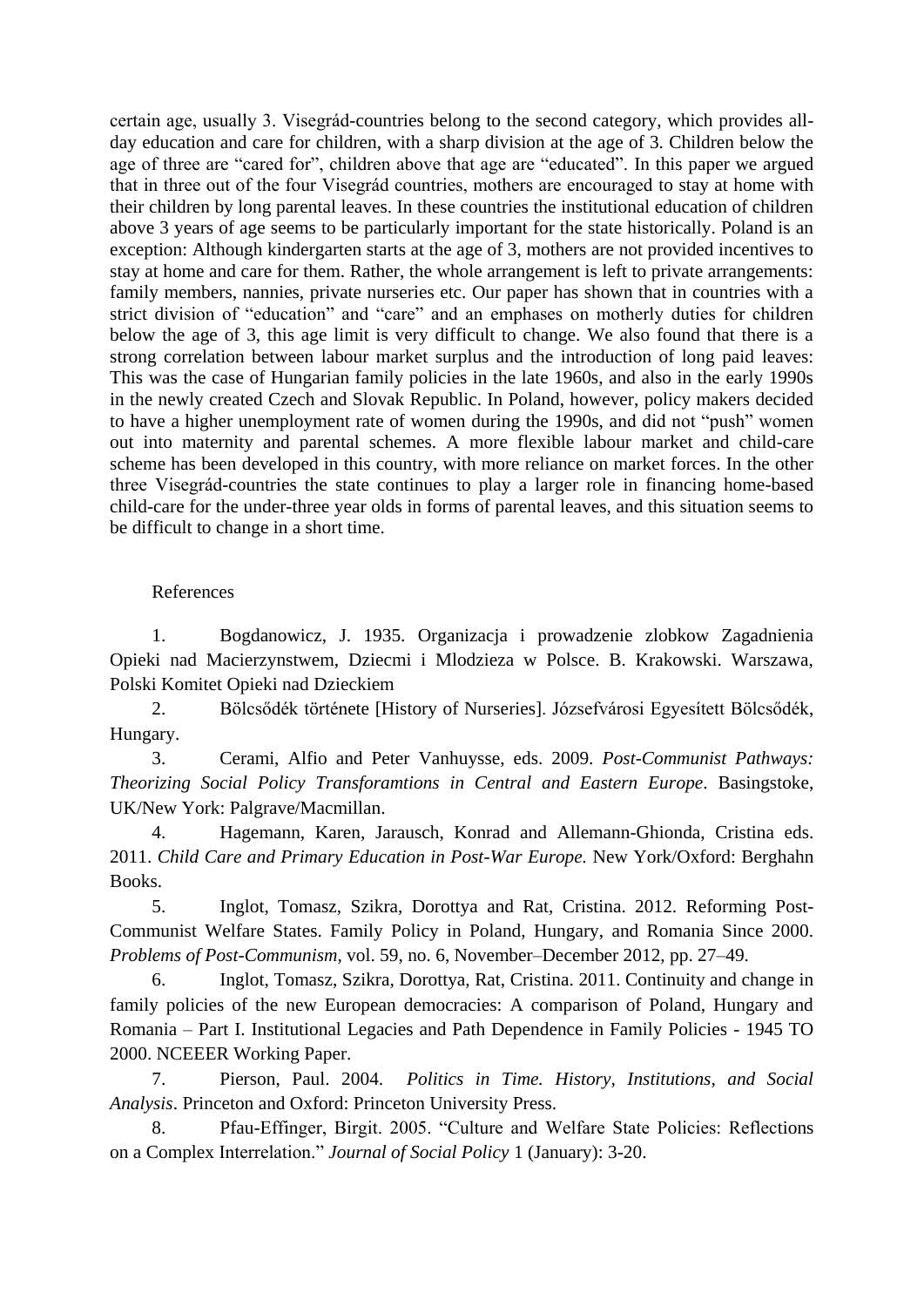certain age, usually 3. Visegrád-countries belong to the second category, which provides all-day education and care for children, with a sharp division at the age of 3. Children below the age of three are "cared for", children above that age are "educated". In this paper we argued that in three out of the four Visegrád countries, mothers are encouraged to stay at home with their children by long parental leaves. In these countries the institutional education of children above 3 years of age seems to be particularly important for the state historically. Poland is an exception: Although kindergarten starts at the age of 3, mothers are not provided incentives to stay at home and care for them. Rather, the whole arrangement is left to private arrangements: family members, nannies, private nurseries etc. Our paper has shown that in countries with a strict division of "education" and "care" and an emphases on motherly duties for children below the age of 3, this age limit is very difficult to change. We also found that there is a strong correlation between labour market surplus and the introduction of long paid leaves: This was the case of Hungarian family policies in the late 1960s, and also in the early 1990s in the newly created Czech and Slovak Republic. In Poland, however, policy makers decided to have a higher unemployment rate of women during the 1990s, and did not "push" women out into maternity and parental schemes. A more flexible labour market and child-care scheme has been developed in this country, with more reliance on market forces. In the other three Visegrád-countries the state continues to play a larger role in financing home-based child-care for the under-three year olds in forms of parental leaves, and this situation seems to be difficult to change in a short time.

References

1. Bogdanowicz, J. 1935. Organizacja i prowadzenie zlobkow Zagadnienia Opieki nad Macierzynstwem, Dziecmi i Mlodzieza w Polsce. B. Krakowski. Warszawa, Polski Komitet Opieki nad Dzieckiem

2. Bölcsődék története [History of Nurseries]. Józsefvárosi Egyesített Bölcsődék, Hungary.

3. Cerami, Alfio and Peter Vanhuysse, eds. 2009. *Post-Communist Pathways: Theorizing Social Policy Transforamtions in Central and Eastern Europe*. Basingstoke, UK/New York: Palgrave/Macmillan.

4. Hagemann, Karen, Jarausch, Konrad and Allemann-Ghionda, Cristina eds. 2011. *Child Care and Primary Education in Post-War Europe.* New York/Oxford: Berghahn Books.

5. Inglot, Tomasz, Szikra, Dorottya and Rat, Cristina. 2012. Reforming Post-Communist Welfare States. Family Policy in Poland, Hungary, and Romania Since 2000. *Problems of Post-Communism*, vol. 59, no. 6, November–December 2012, pp. 27–49.

6. Inglot, Tomasz, Szikra, Dorottya, Rat, Cristina. 2011. Continuity and change in family policies of the new European democracies: A comparison of Poland, Hungary and Romania – Part I. Institutional Legacies and Path Dependence in Family Policies - 1945 TO 2000. NCEEER Working Paper.

7. Pierson, Paul. 2004. *Politics in Time. History, Institutions, and Social Analysis*. Princeton and Oxford: Princeton University Press.

8. Pfau-Effinger, Birgit. 2005. "Culture and Welfare State Policies: Reflections on a Complex Interrelation." *Journal of Social Policy* 1 (January): 3-20.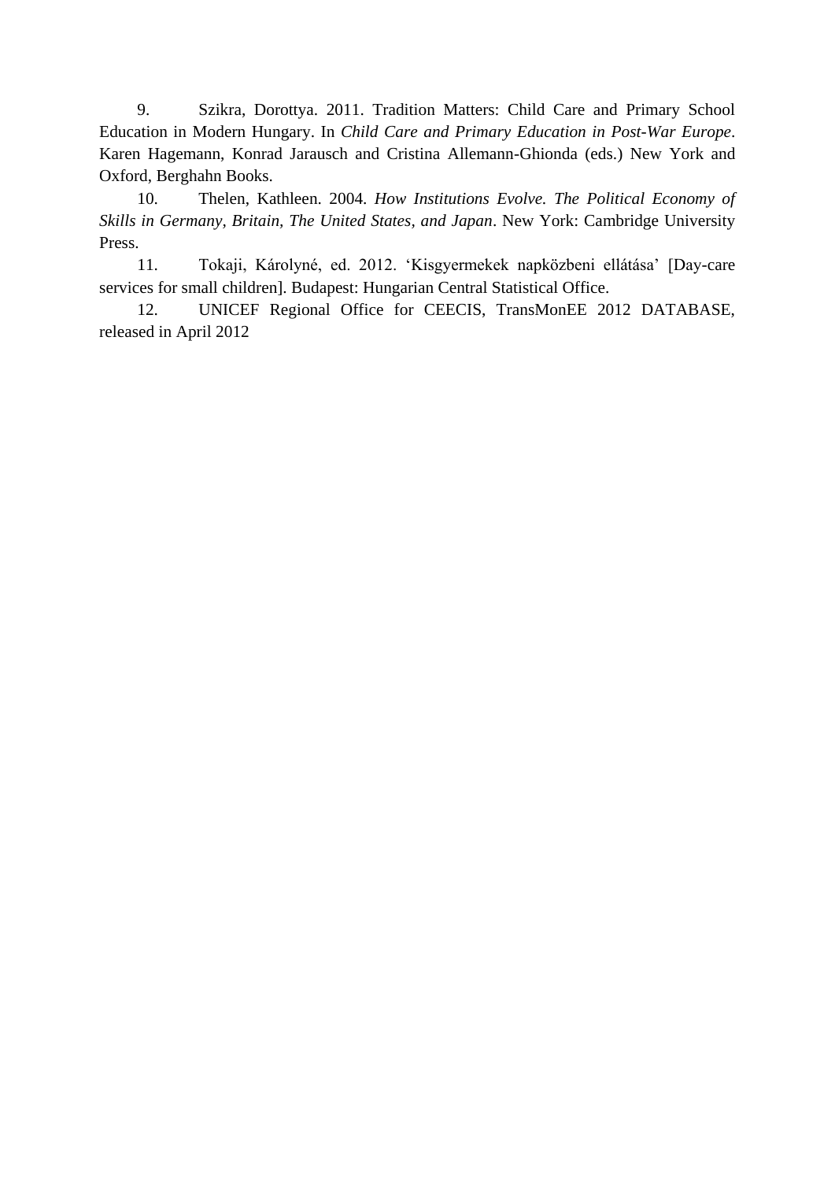9. Szikra, Dorottya. 2011. Tradition Matters: Child Care and Primary School Education in Modern Hungary. In *Child Care and Primary Education in Post-War Europe*. Karen Hagemann, Konrad Jarausch and Cristina Allemann-Ghionda (eds.) New York and Oxford, Berghahn Books.

10. Thelen, Kathleen. 2004. *How Institutions Evolve. The Political Economy of Skills in Germany, Britain, The United States, and Japan*. New York: Cambridge University Press.

11. Tokaji, Károlyné, ed. 2012. 'Kisgyermekek napközbeni ellátása' [Day-care services for small children]. Budapest: Hungarian Central Statistical Office.

12. UNICEF Regional Office for CEECIS, TransMonEE 2012 DATABASE, released in April 2012